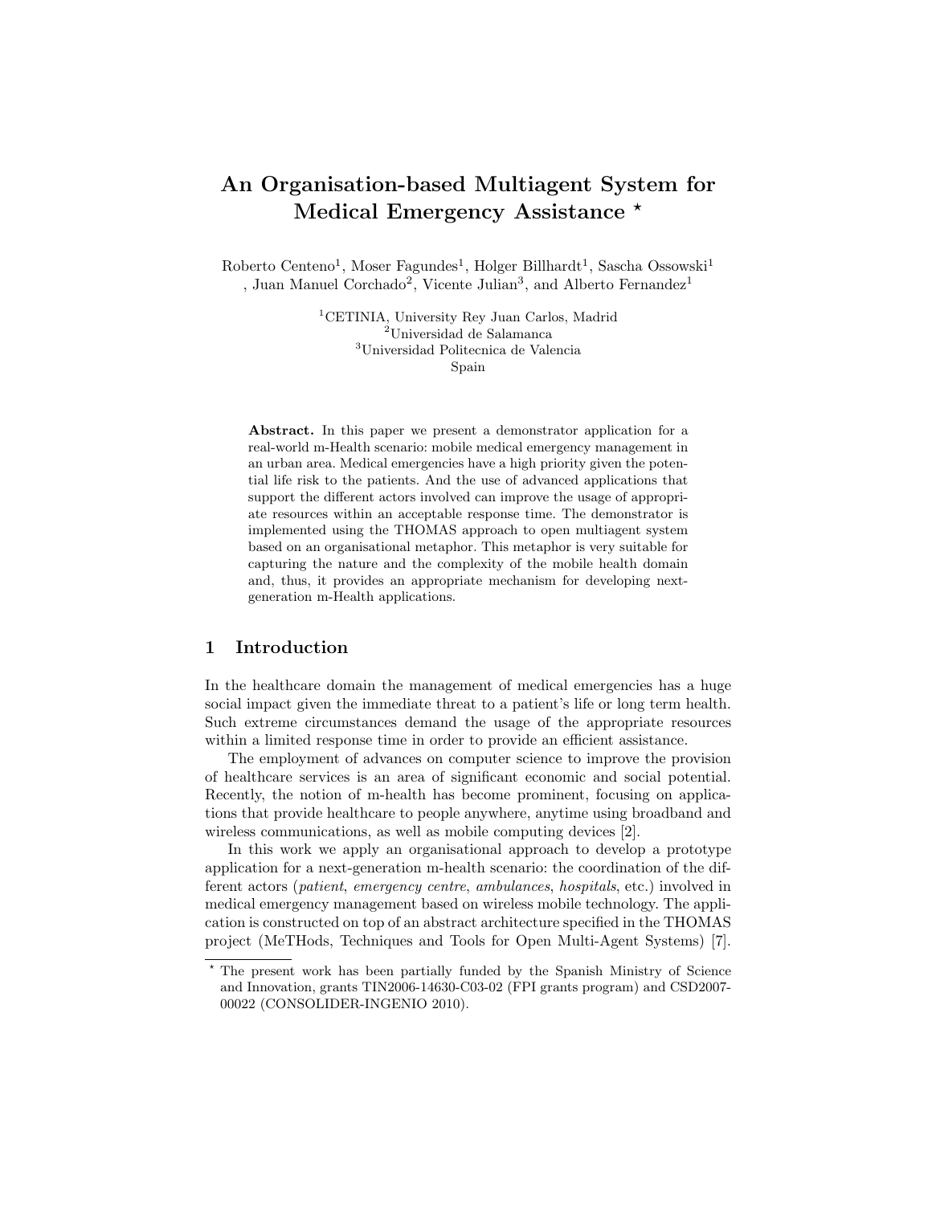# An Organisation-based Multiagent System for Medical Emergency Assistance *

Roberto Centeno[1], Moser Fagundes[1], Holger Billhardt[1], Sascha Ossowski[1], Juan Manuel Corchado[2], Vicente Julian[3], and Alberto Fernandez[1]

[1]CETINIA, University Rey Juan Carlos, Madrid
[2]Universidad de Salamanca
[3]Universidad Politecnica de Valencia
Spain

**Abstract.** In this paper we present a demonstrator application for a real-world m-Health scenario: mobile medical emergency management in an urban area. Medical emergencies have a high priority given the potential life risk to the patients. And the use of advanced applications that support the different actors involved can improve the usage of appropriate resources within an acceptable response time. The demonstrator is implemented using the THOMAS approach to open multiagent system based on an organisational metaphor. This metaphor is very suitable for capturing the nature and the complexity of the mobile health domain and, thus, it provides an appropriate mechanism for developing next-generation m-Health applications.

## 1 Introduction

In the healthcare domain the management of medical emergencies has a huge social impact given the immediate threat to a patient's life or long term health. Such extreme circumstances demand the usage of the appropriate resources within a limited response time in order to provide an efficient assistance.

The employment of advances on computer science to improve the provision of healthcare services is an area of significant economic and social potential. Recently, the notion of m-health has become prominent, focusing on applications that provide healthcare to people anywhere, anytime using broadband and wireless communications, as well as mobile computing devices [2].

In this work we apply an organisational approach to develop a prototype application for a next-generation m-health scenario: the coordination of the different actors (*patient*, *emergency centre*, *ambulances*, *hospitals*, etc.) involved in medical emergency management based on wireless mobile technology. The application is constructed on top of an abstract architecture specified in the THOMAS project (MeTHods, Techniques and Tools for Open Multi-Agent Systems) [7].

* The present work has been partially funded by the Spanish Ministry of Science and Innovation, grants TIN2006-14630-C03-02 (FPI grants program) and CSD2007-00022 (CONSOLIDER-INGENIO 2010).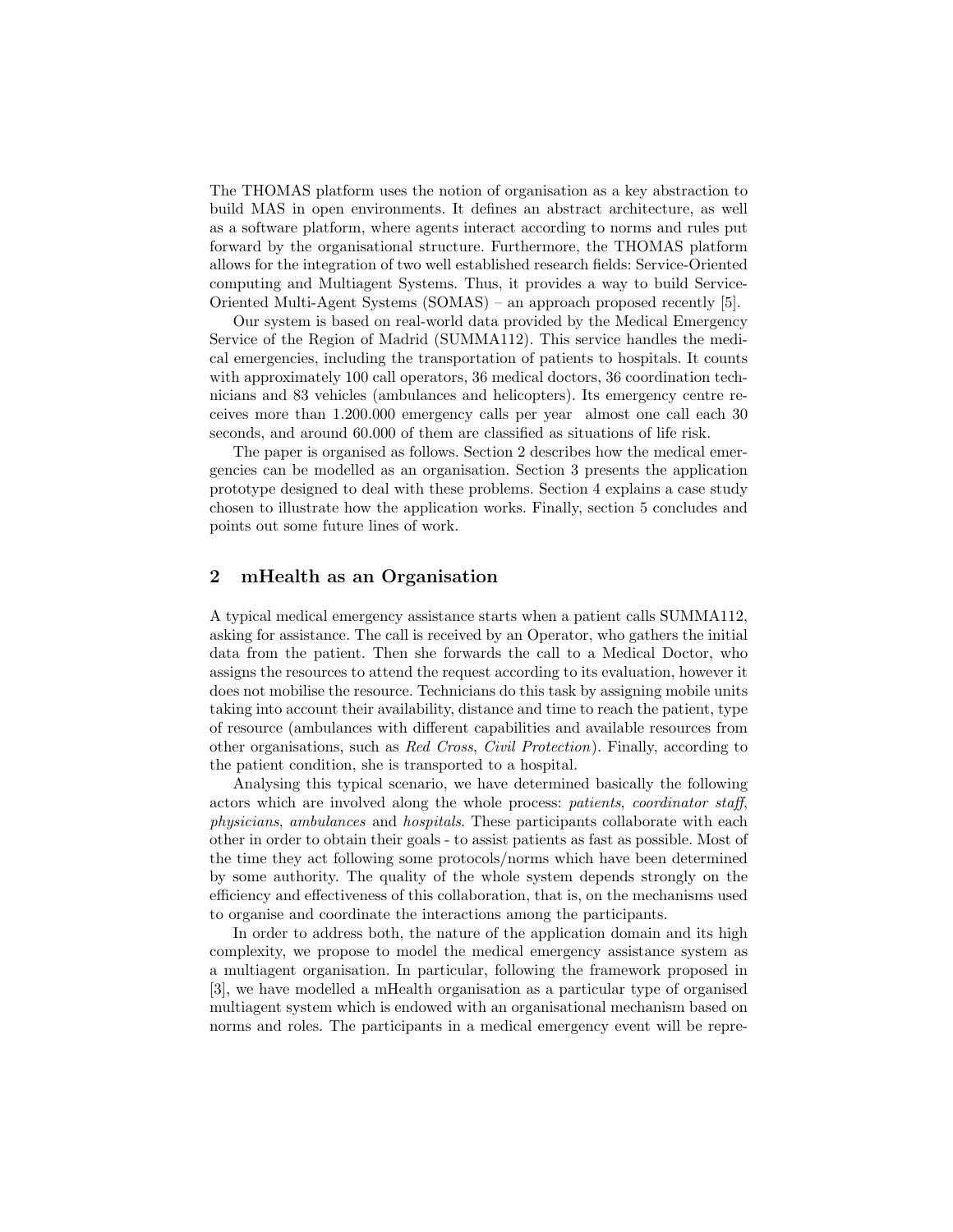The THOMAS platform uses the notion of organisation as a key abstraction to build MAS in open environments. It defines an abstract architecture, as well as a software platform, where agents interact according to norms and rules put forward by the organisational structure. Furthermore, the THOMAS platform allows for the integration of two well established research fields: Service-Oriented computing and Multiagent Systems. Thus, it provides a way to build Service-Oriented Multi-Agent Systems (SOMAS) – an approach proposed recently [5].

Our system is based on real-world data provided by the Medical Emergency Service of the Region of Madrid (SUMMA112). This service handles the medical emergencies, including the transportation of patients to hospitals. It counts with approximately 100 call operators, 36 medical doctors, 36 coordination technicians and 83 vehicles (ambulances and helicopters). Its emergency centre receives more than 1.200.000 emergency calls per year almost one call each 30 seconds, and around 60.000 of them are classified as situations of life risk.

The paper is organised as follows. Section 2 describes how the medical emergencies can be modelled as an organisation. Section 3 presents the application prototype designed to deal with these problems. Section 4 explains a case study chosen to illustrate how the application works. Finally, section 5 concludes and points out some future lines of work.

## 2 mHealth as an Organisation

A typical medical emergency assistance starts when a patient calls SUMMA112, asking for assistance. The call is received by an Operator, who gathers the initial data from the patient. Then she forwards the call to a Medical Doctor, who assigns the resources to attend the request according to its evaluation, however it does not mobilise the resource. Technicians do this task by assigning mobile units taking into account their availability, distance and time to reach the patient, type of resource (ambulances with different capabilities and available resources from other organisations, such as *Red Cross*, *Civil Protection*). Finally, according to the patient condition, she is transported to a hospital.

Analysing this typical scenario, we have determined basically the following actors which are involved along the whole process: *patients*, *coordinator staff*, *physicians*, *ambulances* and *hospitals*. These participants collaborate with each other in order to obtain their goals - to assist patients as fast as possible. Most of the time they act following some protocols/norms which have been determined by some authority. The quality of the whole system depends strongly on the efficiency and effectiveness of this collaboration, that is, on the mechanisms used to organise and coordinate the interactions among the participants.

In order to address both, the nature of the application domain and its high complexity, we propose to model the medical emergency assistance system as a multiagent organisation. In particular, following the framework proposed in [3], we have modelled a mHealth organisation as a particular type of organised multiagent system which is endowed with an organisational mechanism based on norms and roles. The participants in a medical emergency event will be repre-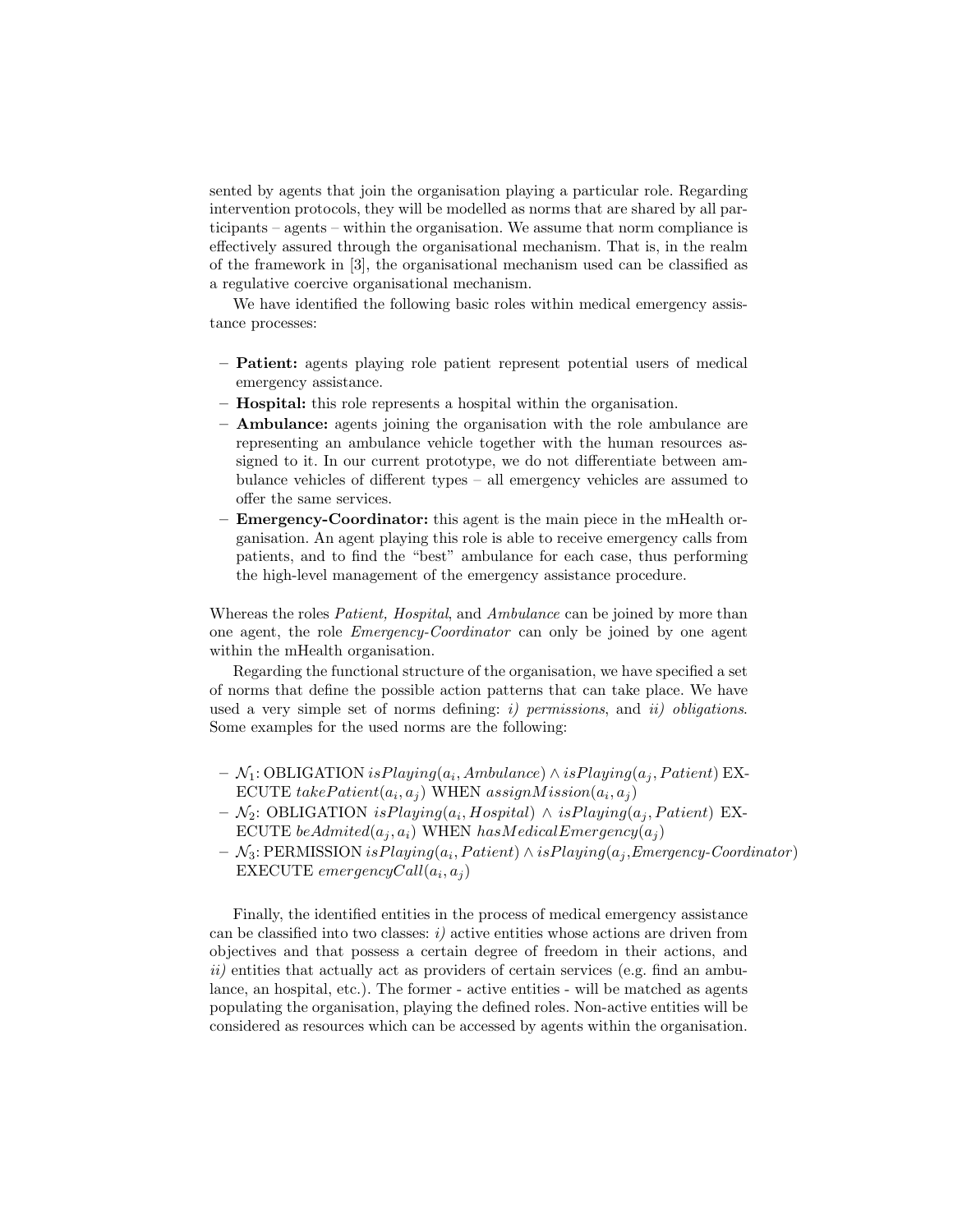sented by agents that join the organisation playing a particular role. Regarding intervention protocols, they will be modelled as norms that are shared by all participants – agents – within the organisation. We assume that norm compliance is effectively assured through the organisational mechanism. That is, in the realm of the framework in [3], the organisational mechanism used can be classified as a regulative coercive organisational mechanism.

We have identified the following basic roles within medical emergency assistance processes:

- **Patient:** agents playing role patient represent potential users of medical emergency assistance.
- **Hospital:** this role represents a hospital within the organisation.
- **Ambulance:** agents joining the organisation with the role ambulance are representing an ambulance vehicle together with the human resources assigned to it. In our current prototype, we do not differentiate between ambulance vehicles of different types – all emergency vehicles are assumed to offer the same services.
- **Emergency-Coordinator:** this agent is the main piece in the mHealth organisation. An agent playing this role is able to receive emergency calls from patients, and to find the "best" ambulance for each case, thus performing the high-level management of the emergency assistance procedure.

Whereas the roles *Patient, Hospital*, and *Ambulance* can be joined by more than one agent, the role *Emergency-Coordinator* can only be joined by one agent within the mHealth organisation.

Regarding the functional structure of the organisation, we have specified a set of norms that define the possible action patterns that can take place. We have used a very simple set of norms defining: *i) permissions*, and *ii) obligations*. Some examples for the used norms are the following:

- $\mathcal{N}_1$: OBLIGATION $isPlaying(a_i, Ambulance) \wedge isPlaying(a_j, Patient)$ EXECUTE $takePatient(a_i, a_j)$ WHEN $assignMission(a_i, a_j)$
- $\mathcal{N}_2$: OBLIGATION $isPlaying(a_i, Hospital) \wedge isPlaying(a_j, Patient)$ EXECUTE $beAdmited(a_j, a_i)$ WHEN $hasMedicalEmergency(a_j)$
- $\mathcal{N}_3$: PERMISSION $isPlaying(a_i, Patient) \wedge isPlaying(a_j, Emergency\text{-}Coordinator)$ EXECUTE $emergencyCall(a_i, a_j)$

Finally, the identified entities in the process of medical emergency assistance can be classified into two classes: *i)* active entities whose actions are driven from objectives and that possess a certain degree of freedom in their actions, and *ii)* entities that actually act as providers of certain services (e.g. find an ambulance, an hospital, etc.). The former - active entities - will be matched as agents populating the organisation, playing the defined roles. Non-active entities will be considered as resources which can be accessed by agents within the organisation.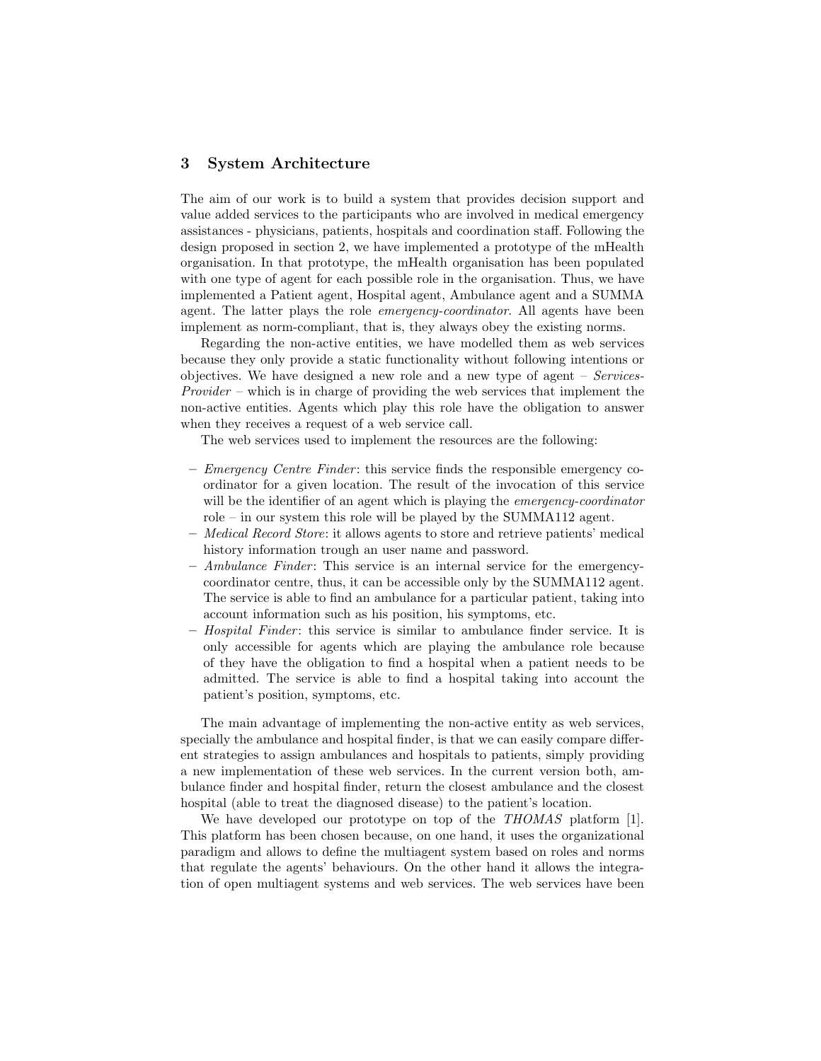## 3 System Architecture

The aim of our work is to build a system that provides decision support and value added services to the participants who are involved in medical emergency assistances - physicians, patients, hospitals and coordination staff. Following the design proposed in section 2, we have implemented a prototype of the mHealth organisation. In that prototype, the mHealth organisation has been populated with one type of agent for each possible role in the organisation. Thus, we have implemented a Patient agent, Hospital agent, Ambulance agent and a SUMMA agent. The latter plays the role *emergency-coordinator*. All agents have been implement as norm-compliant, that is, they always obey the existing norms.

Regarding the non-active entities, we have modelled them as web services because they only provide a static functionality without following intentions or objectives. We have designed a new role and a new type of agent – *Services-Provider* – which is in charge of providing the web services that implement the non-active entities. Agents which play this role have the obligation to answer when they receives a request of a web service call.

The web services used to implement the resources are the following:

- *Emergency Centre Finder*: this service finds the responsible emergency coordinator for a given location. The result of the invocation of this service will be the identifier of an agent which is playing the *emergency-coordinator* role – in our system this role will be played by the SUMMA112 agent.
- *Medical Record Store*: it allows agents to store and retrieve patients' medical history information trough an user name and password.
- *Ambulance Finder*: This service is an internal service for the emergency-coordinator centre, thus, it can be accessible only by the SUMMA112 agent. The service is able to find an ambulance for a particular patient, taking into account information such as his position, his symptoms, etc.
- *Hospital Finder*: this service is similar to ambulance finder service. It is only accessible for agents which are playing the ambulance role because of they have the obligation to find a hospital when a patient needs to be admitted. The service is able to find a hospital taking into account the patient's position, symptoms, etc.

The main advantage of implementing the non-active entity as web services, specially the ambulance and hospital finder, is that we can easily compare different strategies to assign ambulances and hospitals to patients, simply providing a new implementation of these web services. In the current version both, ambulance finder and hospital finder, return the closest ambulance and the closest hospital (able to treat the diagnosed disease) to the patient's location.

We have developed our prototype on top of the *THOMAS* platform [1]. This platform has been chosen because, on one hand, it uses the organizational paradigm and allows to define the multiagent system based on roles and norms that regulate the agents' behaviours. On the other hand it allows the integration of open multiagent systems and web services. The web services have been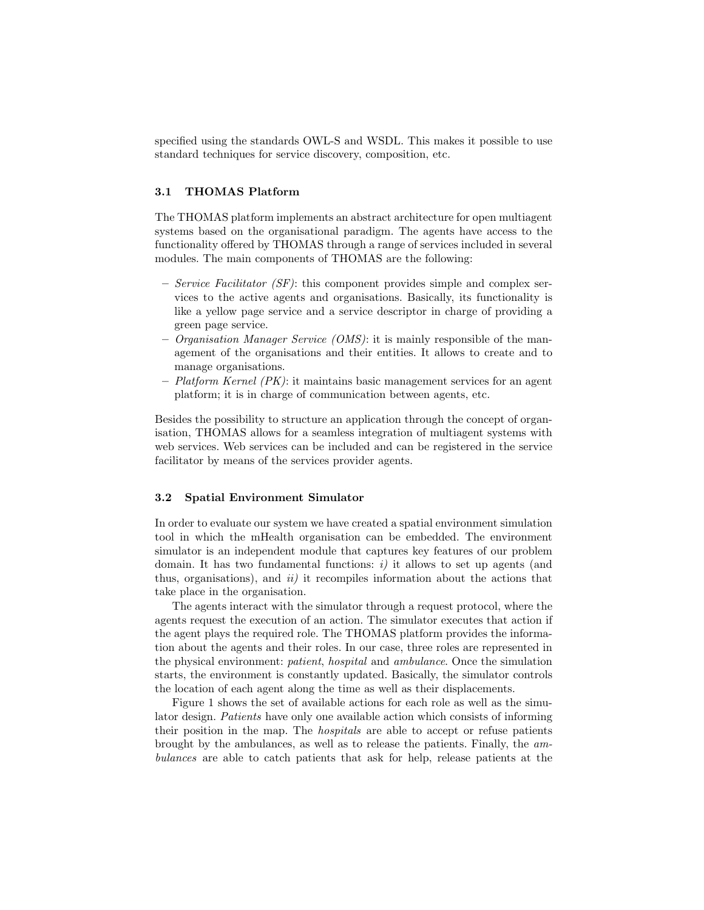specified using the standards OWL-S and WSDL. This makes it possible to use standard techniques for service discovery, composition, etc.

### 3.1 THOMAS Platform

The THOMAS platform implements an abstract architecture for open multiagent systems based on the organisational paradigm. The agents have access to the functionality offered by THOMAS through a range of services included in several modules. The main components of THOMAS are the following:

- *Service Facilitator (SF)*: this component provides simple and complex services to the active agents and organisations. Basically, its functionality is like a yellow page service and a service descriptor in charge of providing a green page service.
- *Organisation Manager Service (OMS)*: it is mainly responsible of the management of the organisations and their entities. It allows to create and to manage organisations.
- *Platform Kernel (PK)*: it maintains basic management services for an agent platform; it is in charge of communication between agents, etc.

Besides the possibility to structure an application through the concept of organisation, THOMAS allows for a seamless integration of multiagent systems with web services. Web services can be included and can be registered in the service facilitator by means of the services provider agents.

### 3.2 Spatial Environment Simulator

In order to evaluate our system we have created a spatial environment simulation tool in which the mHealth organisation can be embedded. The environment simulator is an independent module that captures key features of our problem domain. It has two fundamental functions: *i)* it allows to set up agents (and thus, organisations), and *ii)* it recompiles information about the actions that take place in the organisation.

The agents interact with the simulator through a request protocol, where the agents request the execution of an action. The simulator executes that action if the agent plays the required role. The THOMAS platform provides the information about the agents and their roles. In our case, three roles are represented in the physical environment: *patient*, *hospital* and *ambulance*. Once the simulation starts, the environment is constantly updated. Basically, the simulator controls the location of each agent along the time as well as their displacements.

Figure 1 shows the set of available actions for each role as well as the simulator design. *Patients* have only one available action which consists of informing their position in the map. The *hospitals* are able to accept or refuse patients brought by the ambulances, as well as to release the patients. Finally, the *ambulances* are able to catch patients that ask for help, release patients at the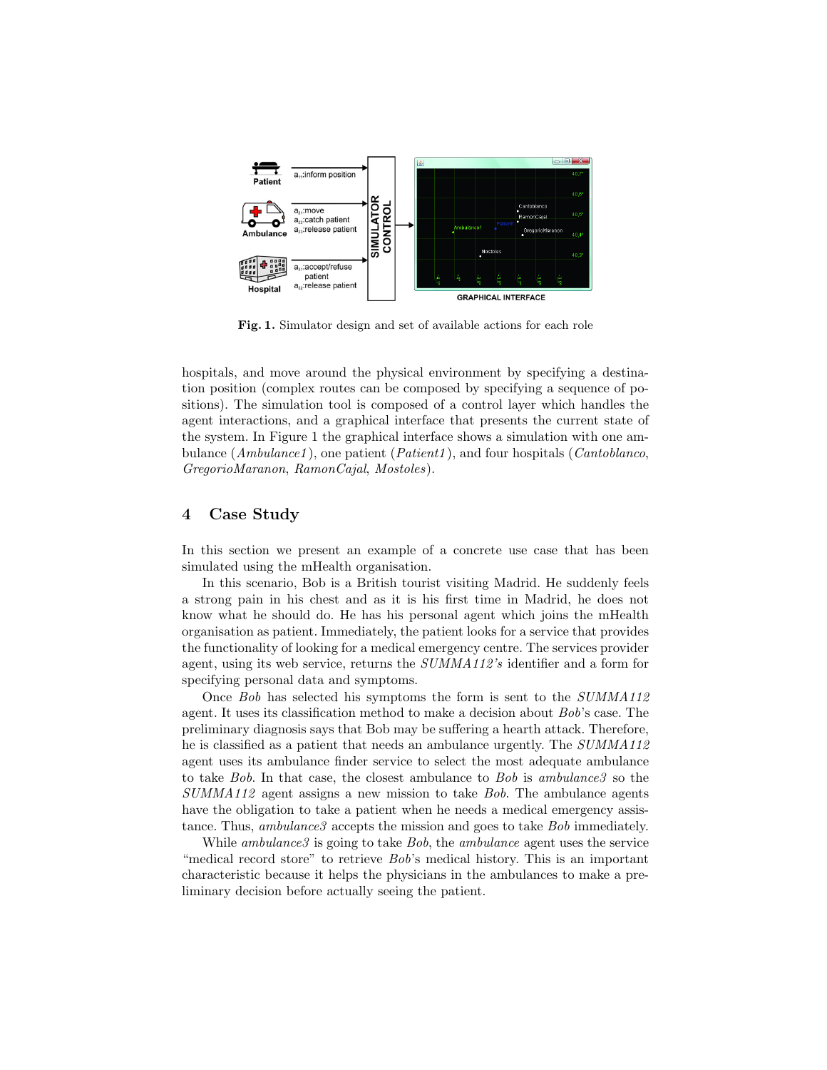**Fig. 1.** Simulator design and set of available actions for each role

hospitals, and move around the physical environment by specifying a destination position (complex routes can be composed by specifying a sequence of positions). The simulation tool is composed of a control layer which handles the agent interactions, and a graphical interface that presents the current state of the system. In Figure 1 the graphical interface shows a simulation with one ambulance (*Ambulance1*), one patient (*Patient1*), and four hospitals (*Cantoblanco*, *GregorioMaranon*, *RamonCajal*, *Mostoles*).

## 4 Case Study

In this section we present an example of a concrete use case that has been simulated using the mHealth organisation.

In this scenario, Bob is a British tourist visiting Madrid. He suddenly feels a strong pain in his chest and as it is his first time in Madrid, he does not know what he should do. He has his personal agent which joins the mHealth organisation as patient. Immediately, the patient looks for a service that provides the functionality of looking for a medical emergency centre. The services provider agent, using its web service, returns the *SUMMA112's* identifier and a form for specifying personal data and symptoms.

Once *Bob* has selected his symptoms the form is sent to the *SUMMA112* agent. It uses its classification method to make a decision about *Bob*'s case. The preliminary diagnosis says that Bob may be suffering a hearth attack. Therefore, he is classified as a patient that needs an ambulance urgently. The *SUMMA112* agent uses its ambulance finder service to select the most adequate ambulance to take *Bob*. In that case, the closest ambulance to *Bob* is *ambulance3* so the *SUMMA112* agent assigns a new mission to take *Bob*. The ambulance agents have the obligation to take a patient when he needs a medical emergency assistance. Thus, *ambulance3* accepts the mission and goes to take *Bob* immediately.

While *ambulance3* is going to take *Bob*, the *ambulance* agent uses the service "medical record store" to retrieve *Bob*'s medical history. This is an important characteristic because it helps the physicians in the ambulances to make a preliminary decision before actually seeing the patient.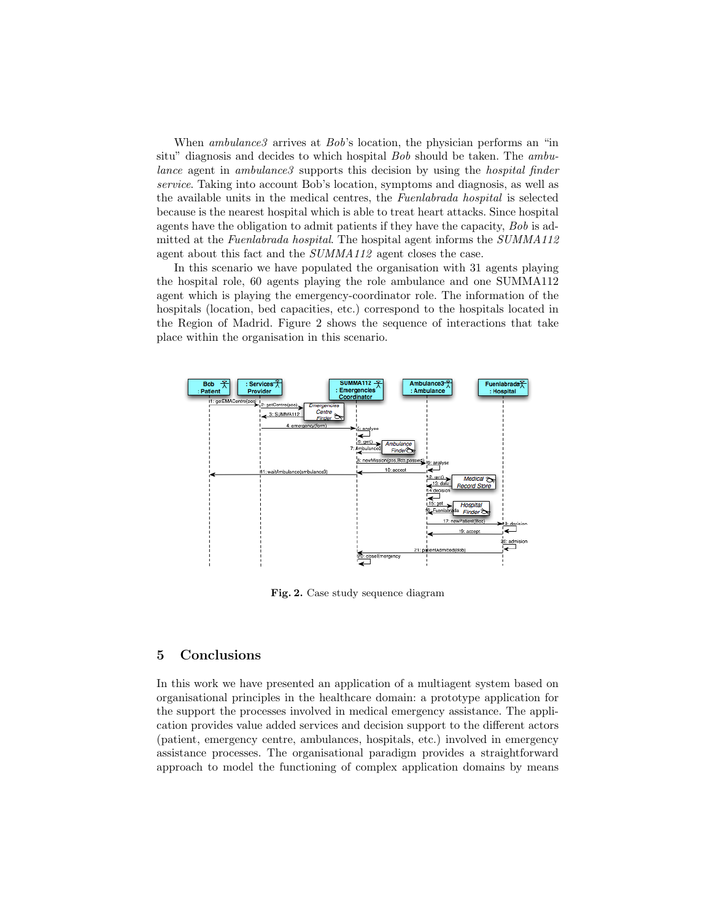When *ambulance3* arrives at *Bob*'s location, the physician performs an "in situ" diagnosis and decides to which hospital *Bob* should be taken. The *ambulance* agent in *ambulance3* supports this decision by using the *hospital finder service*. Taking into account Bob's location, symptoms and diagnosis, as well as the available units in the medical centres, the *Fuenlabrada hospital* is selected because is the nearest hospital which is able to treat heart attacks. Since hospital agents have the obligation to admit patients if they have the capacity, *Bob* is admitted at the *Fuenlabrada hospital*. The hospital agent informs the *SUMMA112* agent about this fact and the *SUMMA112* agent closes the case.

In this scenario we have populated the organisation with 31 agents playing the hospital role, 60 agents playing the role ambulance and one SUMMA112 agent which is playing the emergency-coordinator role. The information of the hospitals (location, bed capacities, etc.) correspond to the hospitals located in the Region of Madrid. Figure 2 shows the sequence of interactions that take place within the organisation in this scenario.

**Fig. 2.** Case study sequence diagram

## 5 Conclusions

In this work we have presented an application of a multiagent system based on organisational principles in the healthcare domain: a prototype application for the support the processes involved in medical emergency assistance. The application provides value added services and decision support to the different actors (patient, emergency centre, ambulances, hospitals, etc.) involved in emergency assistance processes. The organisational paradigm provides a straightforward approach to model the functioning of complex application domains by means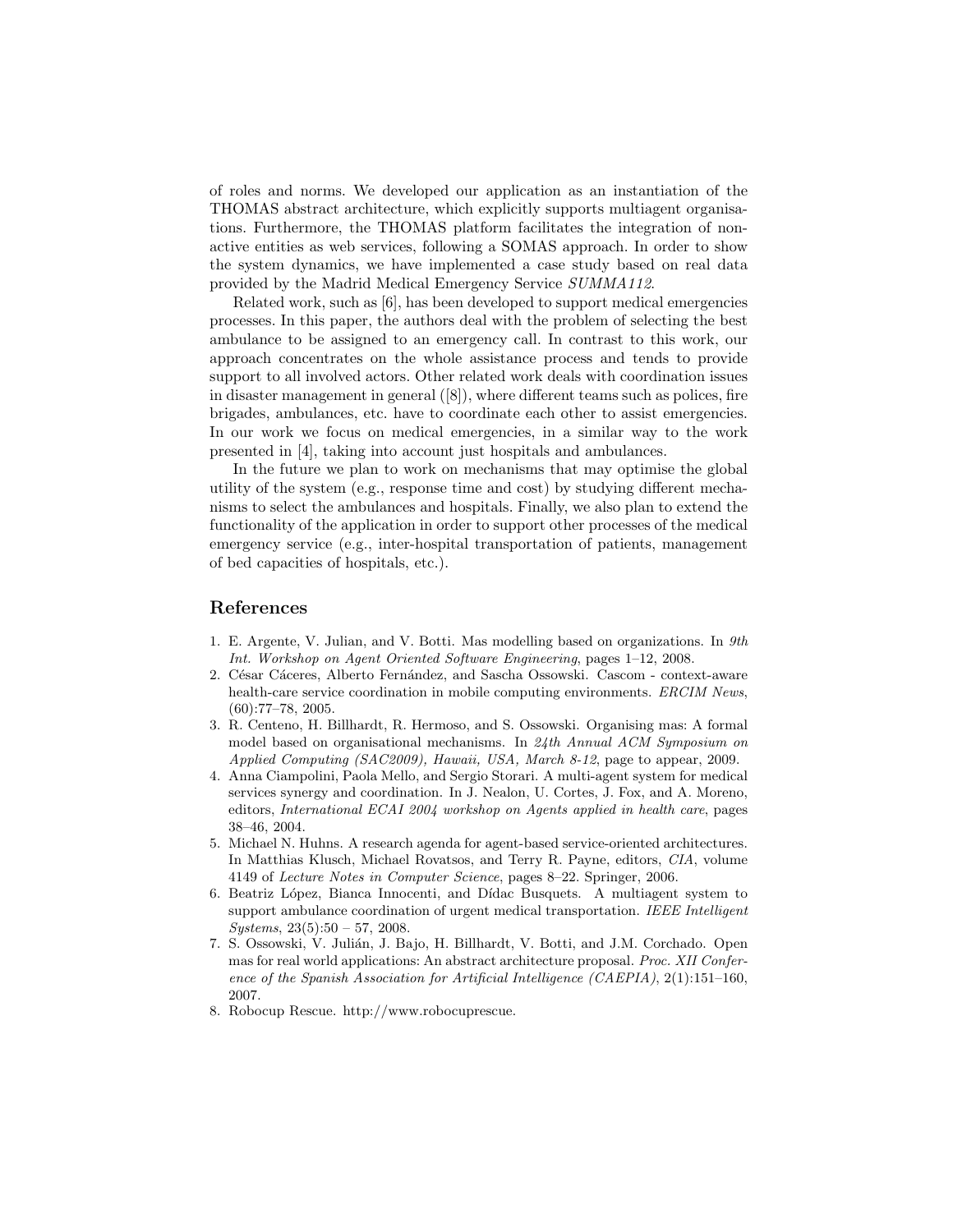of roles and norms. We developed our application as an instantiation of the THOMAS abstract architecture, which explicitly supports multiagent organisations. Furthermore, the THOMAS platform facilitates the integration of non-active entities as web services, following a SOMAS approach. In order to show the system dynamics, we have implemented a case study based on real data provided by the Madrid Medical Emergency Service *SUMMA112*.

Related work, such as [6], has been developed to support medical emergencies processes. In this paper, the authors deal with the problem of selecting the best ambulance to be assigned to an emergency call. In contrast to this work, our approach concentrates on the whole assistance process and tends to provide support to all involved actors. Other related work deals with coordination issues in disaster management in general ([8]), where different teams such as polices, fire brigades, ambulances, etc. have to coordinate each other to assist emergencies. In our work we focus on medical emergencies, in a similar way to the work presented in [4], taking into account just hospitals and ambulances.

In the future we plan to work on mechanisms that may optimise the global utility of the system (e.g., response time and cost) by studying different mechanisms to select the ambulances and hospitals. Finally, we also plan to extend the functionality of the application in order to support other processes of the medical emergency service (e.g., inter-hospital transportation of patients, management of bed capacities of hospitals, etc.).

## References

1. E. Argente, V. Julian, and V. Botti. Mas modelling based on organizations. In *9th Int. Workshop on Agent Oriented Software Engineering*, pages 1–12, 2008.
2. César Cáceres, Alberto Fernández, and Sascha Ossowski. Cascom - context-aware health-care service coordination in mobile computing environments. *ERCIM News*, (60):77–78, 2005.
3. R. Centeno, H. Billhardt, R. Hermoso, and S. Ossowski. Organising mas: A formal model based on organisational mechanisms. In *24th Annual ACM Symposium on Applied Computing (SAC2009), Hawaii, USA, March 8-12*, page to appear, 2009.
4. Anna Ciampolini, Paola Mello, and Sergio Storari. A multi-agent system for medical services synergy and coordination. In J. Nealon, U. Cortes, J. Fox, and A. Moreno, editors, *International ECAI 2004 workshop on Agents applied in health care*, pages 38–46, 2004.
5. Michael N. Huhns. A research agenda for agent-based service-oriented architectures. In Matthias Klusch, Michael Rovatsos, and Terry R. Payne, editors, *CIA*, volume 4149 of *Lecture Notes in Computer Science*, pages 8–22. Springer, 2006.
6. Beatriz López, Bianca Innocenti, and Dídac Busquets. A multiagent system to support ambulance coordination of urgent medical transportation. *IEEE Intelligent Systems*, 23(5):50 – 57, 2008.
7. S. Ossowski, V. Julián, J. Bajo, H. Billhardt, V. Botti, and J.M. Corchado. Open mas for real world applications: An abstract architecture proposal. *Proc. XII Conference of the Spanish Association for Artificial Intelligence (CAEPIA)*, 2(1):151–160, 2007.
8. Robocup Rescue. http://www.robocuprescue.